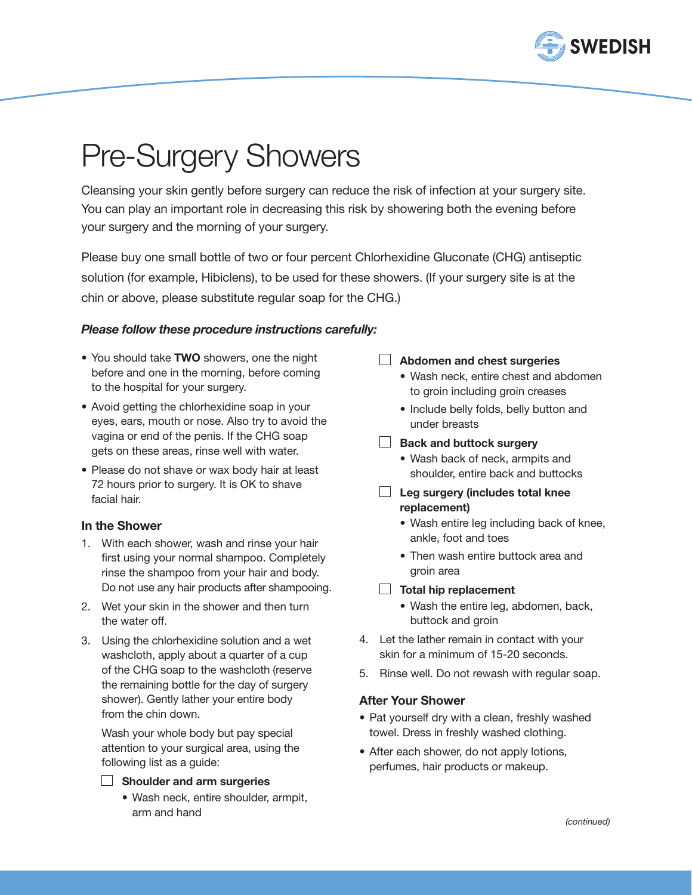# Pre-Surgery Showers

Cleansing your skin gently before surgery can reduce the risk of infection at your surgery site. You can play an important role in decreasing this risk by showering both the evening before your surgery and the morning of your surgery.

Please buy one small bottle of two or four percent Chlorhexidine Gluconate (CHG) antiseptic solution (for example, Hibiclens), to be used for these showers. (If your surgery site is at the chin or above, please substitute regular soap for the CHG.)

***Please follow these procedure instructions carefully:***

- You should take **TWO** showers, one the night before and one in the morning, before coming to the hospital for your surgery.
- Avoid getting the chlorhexidine soap in your eyes, ears, mouth or nose. Also try to avoid the vagina or end of the penis. If the CHG soap gets on these areas, rinse well with water.
- Please do not shave or wax body hair at least 72 hours prior to surgery. It is OK to shave facial hair.

### In the Shower

1. With each shower, wash and rinse your hair first using your normal shampoo. Completely rinse the shampoo from your hair and body. Do not use any hair products after shampooing.
2. Wet your skin in the shower and then turn the water off.
3. Using the chlorhexidine solution and a wet washcloth, apply about a quarter of a cup of the CHG soap to the washcloth (reserve the remaining bottle for the day of surgery shower). Gently lather your entire body from the chin down.

   Wash your whole body but pay special attention to your surgical area, using the following list as a guide:

   - ☐ **Shoulder and arm surgeries**
     - Wash neck, entire shoulder, armpit, arm and hand
   - ☐ **Abdomen and chest surgeries**
     - Wash neck, entire chest and abdomen to groin including groin creases
     - Include belly folds, belly button and under breasts
   - ☐ **Back and buttock surgery**
     - Wash back of neck, armpits and shoulder, entire back and buttocks
   - ☐ **Leg surgery (includes total knee replacement)**
     - Wash entire leg including back of knee, ankle, foot and toes
     - Then wash entire buttock area and groin area
   - ☐ **Total hip replacement**
     - Wash the entire leg, abdomen, back, buttock and groin
4. Let the lather remain in contact with your skin for a minimum of 15-20 seconds.
5. Rinse well. Do not rewash with regular soap.

### After Your Shower

- Pat yourself dry with a clean, freshly washed towel. Dress in freshly washed clothing.
- After each shower, do not apply lotions, perfumes, hair products or makeup.

*(continued)*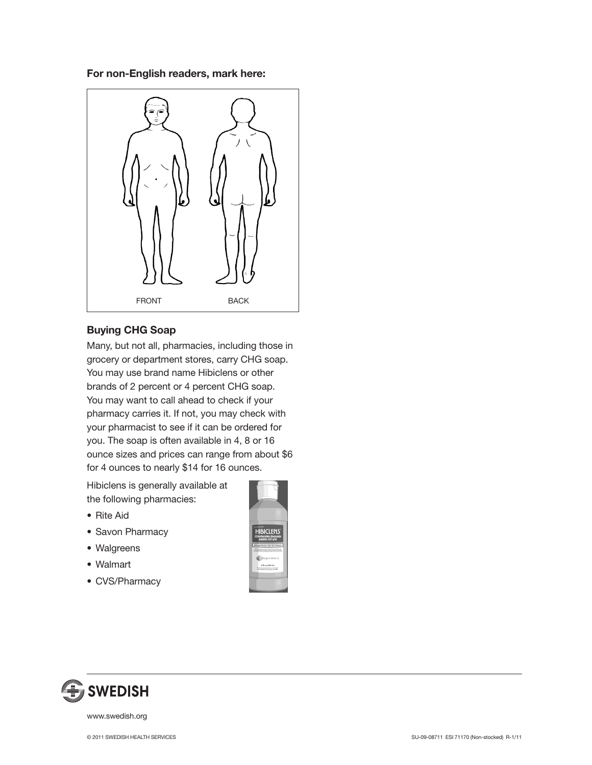**For non-English readers, mark here:**

FRONT

BACK

### Buying CHG Soap

Many, but not all, pharmacies, including those in grocery or department stores, carry CHG soap. You may use brand name Hibiclens or other brands of 2 percent or 4 percent CHG soap. You may want to call ahead to check if your pharmacy carries it. If not, you may check with your pharmacist to see if it can be ordered for you. The soap is often available in 4, 8 or 16 ounce sizes and prices can range from about $6 for 4 ounces to nearly $14 for 16 ounces.

Hibiclens is generally available at the following pharmacies:

- Rite Aid
- Savon Pharmacy
- Walgreens
- Walmart
- CVS/Pharmacy

SWEDISH

www.swedish.org

© 2011 SWEDISH HEALTH SERVICES

SU-09-08711 ESI 71170 (Non-stocked) R-1/11